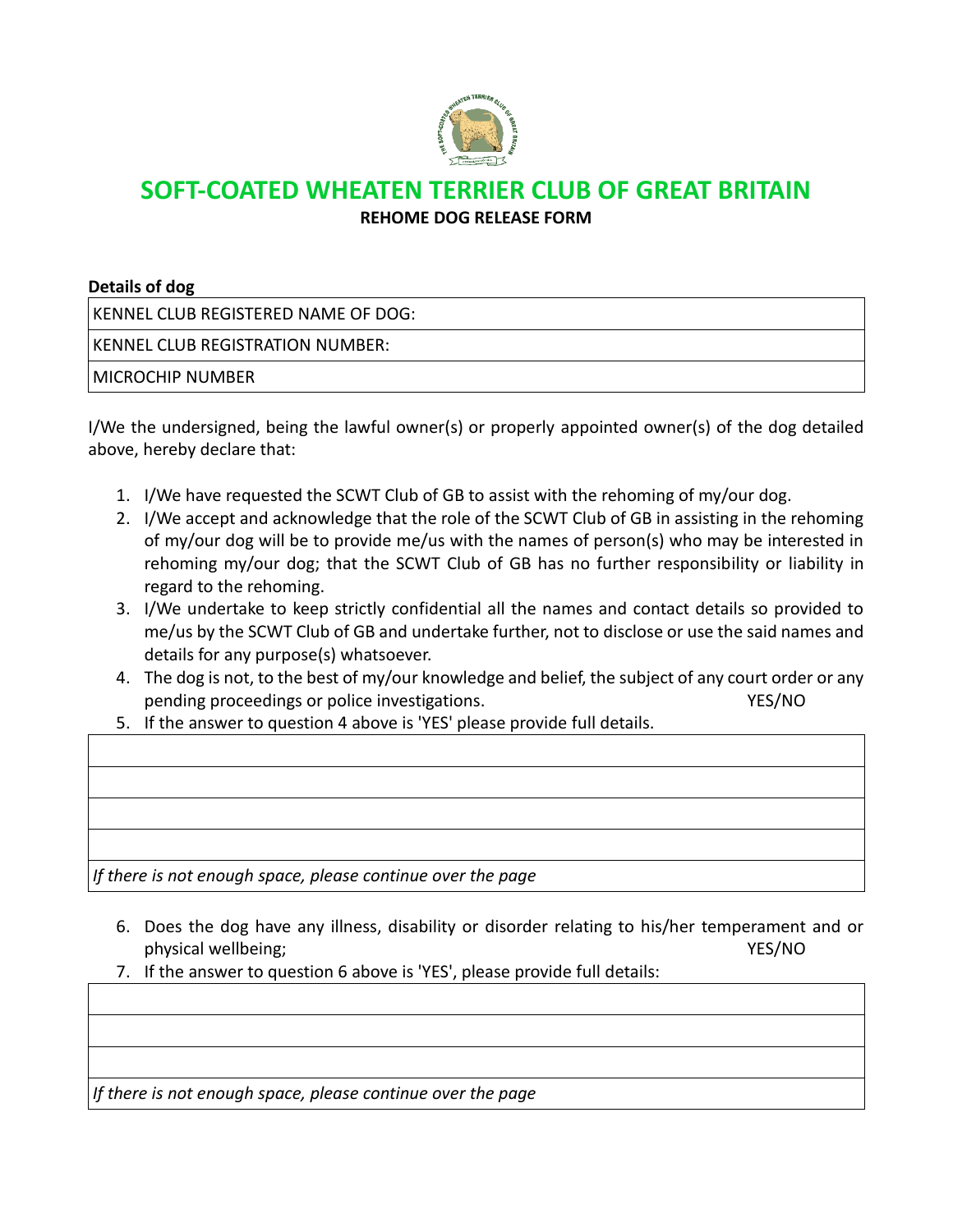# SOFT-COATED WHEATEN TERRIER CLUB OF GREAT BRITAIN

**REHOME DOG RELEASE FORM**

**Details of dog**

| KENNEL CLUB REGISTERED NAME OF DOG: |
|---|
| KENNEL CLUB REGISTRATION NUMBER: |
| MICROCHIP NUMBER |

I/We the undersigned, being the lawful owner(s) or properly appointed owner(s) of the dog detailed above, hereby declare that:

1. I/We have requested the SCWT Club of GB to assist with the rehoming of my/our dog.
2. I/We accept and acknowledge that the role of the SCWT Club of GB in assisting in the rehoming of my/our dog will be to provide me/us with the names of person(s) who may be interested in rehoming my/our dog; that the SCWT Club of GB has no further responsibility or liability in regard to the rehoming.
3. I/We undertake to keep strictly confidential all the names and contact details so provided to me/us by the SCWT Club of GB and undertake further, not to disclose or use the said names and details for any purpose(s) whatsoever.
4. The dog is not, to the best of my/our knowledge and belief, the subject of any court order or any pending proceedings or police investigations. YES/NO
5. If the answer to question 4 above is 'YES' please provide full details.

| |
|---|
| |
| |
| |
| *If there is not enough space, please continue over the page* |

6. Does the dog have any illness, disability or disorder relating to his/her temperament and or physical wellbeing; YES/NO
7. If the answer to question 6 above is 'YES', please provide full details:

| |
|---|
| |
| |
| *If there is not enough space, please continue over the page* |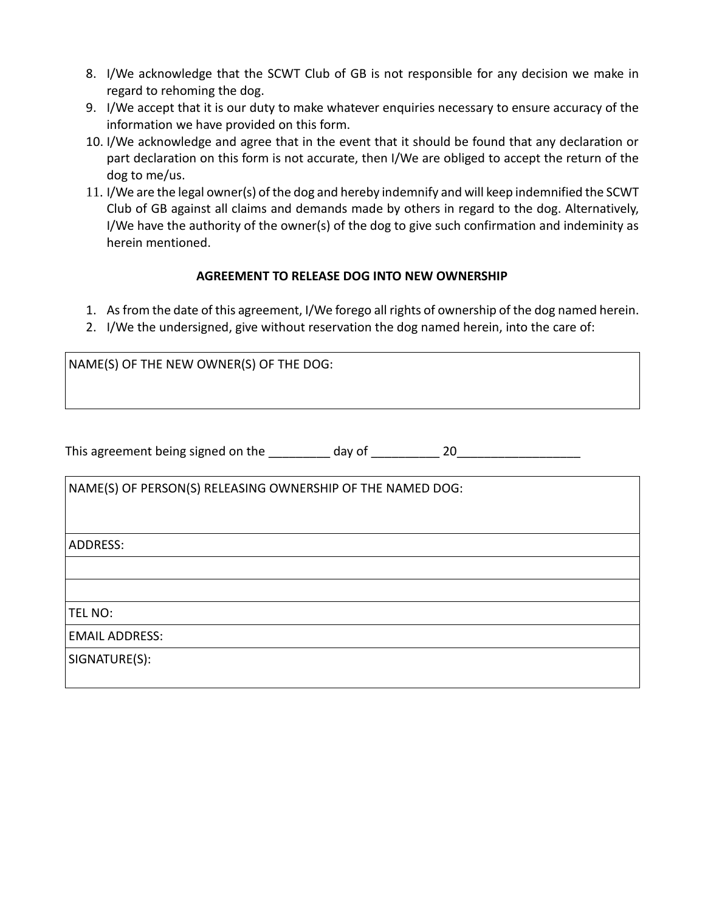8. I/We acknowledge that the SCWT Club of GB is not responsible for any decision we make in regard to rehoming the dog.
9. I/We accept that it is our duty to make whatever enquiries necessary to ensure accuracy of the information we have provided on this form.
10. I/We acknowledge and agree that in the event that it should be found that any declaration or part declaration on this form is not accurate, then I/We are obliged to accept the return of the dog to me/us.
11. I/We are the legal owner(s) of the dog and hereby indemnify and will keep indemnified the SCWT Club of GB against all claims and demands made by others in regard to the dog. Alternatively, I/We have the authority of the owner(s) of the dog to give such confirmation and indeminity as herein mentioned.

**AGREEMENT TO RELEASE DOG INTO NEW OWNERSHIP**

1. As from the date of this agreement, I/We forego all rights of ownership of the dog named herein.
2. I/We the undersigned, give without reservation the dog named herein, into the care of:

| |
|---|
| NAME(S) OF THE NEW OWNER(S) OF THE DOG: |

This agreement being signed on the _________ day of __________ 20__________________

| |
|---|
| NAME(S) OF PERSON(S) RELEASING OWNERSHIP OF THE NAMED DOG: |
| ADDRESS: |
| |
| |
| TEL NO: |
| EMAIL ADDRESS: |
| SIGNATURE(S): |